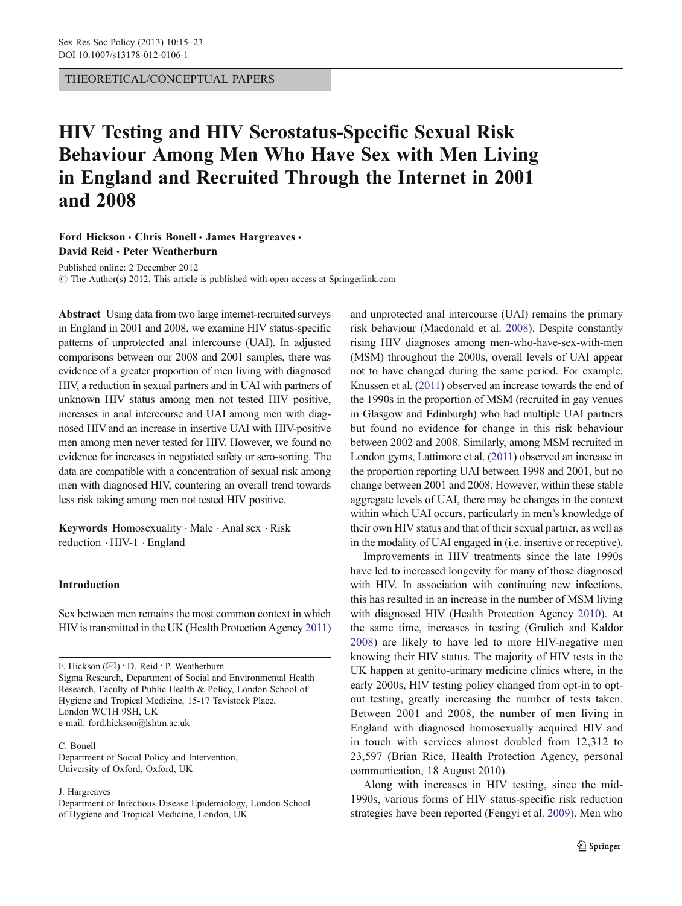THEORETICAL/CONCEPTUAL PAPERS

# HIV Testing and HIV Serostatus-Specific Sexual Risk Behaviour Among Men Who Have Sex with Men Living in England and Recruited Through the Internet in 2001 and 2008

**Ford Hickson · Chris Bonell · James Hargreaves · David Reid · Peter Weatherburn**

Published online: 2 December 2012
© The Author(s) 2012. This article is published with open access at Springerlink.com

**Abstract** Using data from two large internet-recruited surveys in England in 2001 and 2008, we examine HIV status-specific patterns of unprotected anal intercourse (UAI). In adjusted comparisons between our 2008 and 2001 samples, there was evidence of a greater proportion of men living with diagnosed HIV, a reduction in sexual partners and in UAI with partners of unknown HIV status among men not tested HIV positive, increases in anal intercourse and UAI among men with diagnosed HIV and an increase in insertive UAI with HIV-positive men among men never tested for HIV. However, we found no evidence for increases in negotiated safety or sero-sorting. The data are compatible with a concentration of sexual risk among men with diagnosed HIV, countering an overall trend towards less risk taking among men not tested HIV positive.

**Keywords** Homosexuality · Male · Anal sex · Risk reduction · HIV-1 · England

## Introduction

Sex between men remains the most common context in which HIV is transmitted in the UK (Health Protection Agency 2011) and unprotected anal intercourse (UAI) remains the primary risk behaviour (Macdonald et al. 2008). Despite constantly rising HIV diagnoses among men-who-have-sex-with-men (MSM) throughout the 2000s, overall levels of UAI appear not to have changed during the same period. For example, Knussen et al. (2011) observed an increase towards the end of the 1990s in the proportion of MSM (recruited in gay venues in Glasgow and Edinburgh) who had multiple UAI partners but found no evidence for change in this risk behaviour between 2002 and 2008. Similarly, among MSM recruited in London gyms, Lattimore et al. (2011) observed an increase in the proportion reporting UAI between 1998 and 2001, but no change between 2001 and 2008. However, within these stable aggregate levels of UAI, there may be changes in the context within which UAI occurs, particularly in men's knowledge of their own HIV status and that of their sexual partner, as well as in the modality of UAI engaged in (i.e. insertive or receptive).

Improvements in HIV treatments since the late 1990s have led to increased longevity for many of those diagnosed with HIV. In association with continuing new infections, this has resulted in an increase in the number of MSM living with diagnosed HIV (Health Protection Agency 2010). At the same time, increases in testing (Grulich and Kaldor 2008) are likely to have led to more HIV-negative men knowing their HIV status. The majority of HIV tests in the UK happen at genito-urinary medicine clinics where, in the early 2000s, HIV testing policy changed from opt-in to opt-out testing, greatly increasing the number of tests taken. Between 2001 and 2008, the number of men living in England with diagnosed homosexually acquired HIV and in touch with services almost doubled from 12,312 to 23,597 (Brian Rice, Health Protection Agency, personal communication, 18 August 2010).

Along with increases in HIV testing, since the mid-1990s, various forms of HIV status-specific risk reduction strategies have been reported (Fengyi et al. 2009). Men who

---

F. Hickson (✉) · D. Reid · P. Weatherburn
Sigma Research, Department of Social and Environmental Health Research, Faculty of Public Health & Policy, London School of Hygiene and Tropical Medicine, 15-17 Tavistock Place, London WC1H 9SH, UK
e-mail: ford.hickson@lshtm.ac.uk

C. Bonell
Department of Social Policy and Intervention, University of Oxford, Oxford, UK

J. Hargreaves
Department of Infectious Disease Epidemiology, London School of Hygiene and Tropical Medicine, London, UK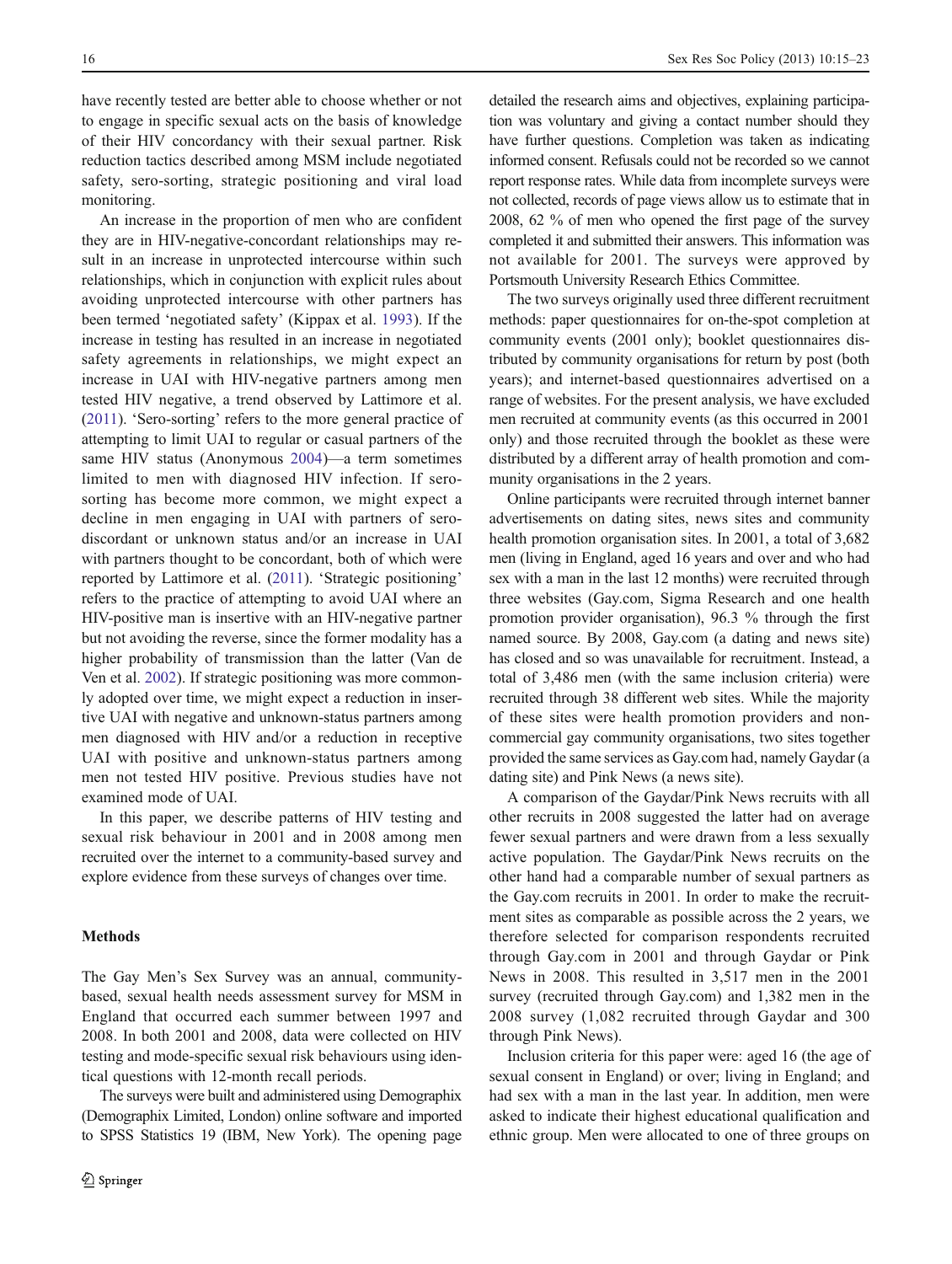have recently tested are better able to choose whether or not to engage in specific sexual acts on the basis of knowledge of their HIV concordancy with their sexual partner. Risk reduction tactics described among MSM include negotiated safety, sero-sorting, strategic positioning and viral load monitoring.

An increase in the proportion of men who are confident they are in HIV-negative-concordant relationships may result in an increase in unprotected intercourse within such relationships, which in conjunction with explicit rules about avoiding unprotected intercourse with other partners has been termed 'negotiated safety' (Kippax et al. 1993). If the increase in testing has resulted in an increase in negotiated safety agreements in relationships, we might expect an increase in UAI with HIV-negative partners among men tested HIV negative, a trend observed by Lattimore et al. (2011). 'Sero-sorting' refers to the more general practice of attempting to limit UAI to regular or casual partners of the same HIV status (Anonymous 2004)—a term sometimes limited to men with diagnosed HIV infection. If sero-sorting has become more common, we might expect a decline in men engaging in UAI with partners of sero-discordant or unknown status and/or an increase in UAI with partners thought to be concordant, both of which were reported by Lattimore et al. (2011). 'Strategic positioning' refers to the practice of attempting to avoid UAI where an HIV-positive man is insertive with an HIV-negative partner but not avoiding the reverse, since the former modality has a higher probability of transmission than the latter (Van de Ven et al. 2002). If strategic positioning was more commonly adopted over time, we might expect a reduction in insertive UAI with negative and unknown-status partners among men diagnosed with HIV and/or a reduction in receptive UAI with positive and unknown-status partners among men not tested HIV positive. Previous studies have not examined mode of UAI.

In this paper, we describe patterns of HIV testing and sexual risk behaviour in 2001 and in 2008 among men recruited over the internet to a community-based survey and explore evidence from these surveys of changes over time.

## Methods

The Gay Men's Sex Survey was an annual, community-based, sexual health needs assessment survey for MSM in England that occurred each summer between 1997 and 2008. In both 2001 and 2008, data were collected on HIV testing and mode-specific sexual risk behaviours using identical questions with 12-month recall periods.

The surveys were built and administered using Demographix (Demographix Limited, London) online software and imported to SPSS Statistics 19 (IBM, New York). The opening page detailed the research aims and objectives, explaining participation was voluntary and giving a contact number should they have further questions. Completion was taken as indicating informed consent. Refusals could not be recorded so we cannot report response rates. While data from incomplete surveys were not collected, records of page views allow us to estimate that in 2008, 62 % of men who opened the first page of the survey completed it and submitted their answers. This information was not available for 2001. The surveys were approved by Portsmouth University Research Ethics Committee.

The two surveys originally used three different recruitment methods: paper questionnaires for on-the-spot completion at community events (2001 only); booklet questionnaires distributed by community organisations for return by post (both years); and internet-based questionnaires advertised on a range of websites. For the present analysis, we have excluded men recruited at community events (as this occurred in 2001 only) and those recruited through the booklet as these were distributed by a different array of health promotion and community organisations in the 2 years.

Online participants were recruited through internet banner advertisements on dating sites, news sites and community health promotion organisation sites. In 2001, a total of 3,682 men (living in England, aged 16 years and over and who had sex with a man in the last 12 months) were recruited through three websites (Gay.com, Sigma Research and one health promotion provider organisation), 96.3 % through the first named source. By 2008, Gay.com (a dating and news site) has closed and so was unavailable for recruitment. Instead, a total of 3,486 men (with the same inclusion criteria) were recruited through 38 different web sites. While the majority of these sites were health promotion providers and non-commercial gay community organisations, two sites together provided the same services as Gay.com had, namely Gaydar (a dating site) and Pink News (a news site).

A comparison of the Gaydar/Pink News recruits with all other recruits in 2008 suggested the latter had on average fewer sexual partners and were drawn from a less sexually active population. The Gaydar/Pink News recruits on the other hand had a comparable number of sexual partners as the Gay.com recruits in 2001. In order to make the recruitment sites as comparable as possible across the 2 years, we therefore selected for comparison respondents recruited through Gay.com in 2001 and through Gaydar or Pink News in 2008. This resulted in 3,517 men in the 2001 survey (recruited through Gay.com) and 1,382 men in the 2008 survey (1,082 recruited through Gaydar and 300 through Pink News).

Inclusion criteria for this paper were: aged 16 (the age of sexual consent in England) or over; living in England; and had sex with a man in the last year. In addition, men were asked to indicate their highest educational qualification and ethnic group. Men were allocated to one of three groups on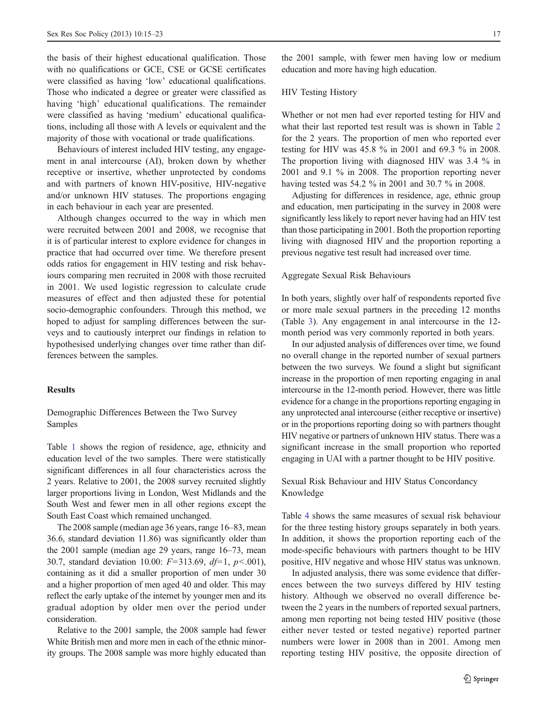the basis of their highest educational qualification. Those with no qualifications or GCE, CSE or GCSE certificates were classified as having 'low' educational qualifications. Those who indicated a degree or greater were classified as having 'high' educational qualifications. The remainder were classified as having 'medium' educational qualifications, including all those with A levels or equivalent and the majority of those with vocational or trade qualifications.

Behaviours of interest included HIV testing, any engagement in anal intercourse (AI), broken down by whether receptive or insertive, whether unprotected by condoms and with partners of known HIV-positive, HIV-negative and/or unknown HIV statuses. The proportions engaging in each behaviour in each year are presented.

Although changes occurred to the way in which men were recruited between 2001 and 2008, we recognise that it is of particular interest to explore evidence for changes in practice that had occurred over time. We therefore present odds ratios for engagement in HIV testing and risk behaviours comparing men recruited in 2008 with those recruited in 2001. We used logistic regression to calculate crude measures of effect and then adjusted these for potential socio-demographic confounders. Through this method, we hoped to adjust for sampling differences between the surveys and to cautiously interpret our findings in relation to hypothesised underlying changes over time rather than differences between the samples.

## Results

### Demographic Differences Between the Two Survey Samples

Table 1 shows the region of residence, age, ethnicity and education level of the two samples. There were statistically significant differences in all four characteristics across the 2 years. Relative to 2001, the 2008 survey recruited slightly larger proportions living in London, West Midlands and the South West and fewer men in all other regions except the South East Coast which remained unchanged.

The 2008 sample (median age 36 years, range 16–83, mean 36.6, standard deviation 11.86) was significantly older than the 2001 sample (median age 29 years, range 16–73, mean 30.7, standard deviation 10.00: $F$=313.69, $df$=1, $p$<.001), containing as it did a smaller proportion of men under 30 and a higher proportion of men aged 40 and older. This may reflect the early uptake of the internet by younger men and its gradual adoption by older men over the period under consideration.

Relative to the 2001 sample, the 2008 sample had fewer White British men and more men in each of the ethnic minority groups. The 2008 sample was more highly educated than the 2001 sample, with fewer men having low or medium education and more having high education.

### HIV Testing History

Whether or not men had ever reported testing for HIV and what their last reported test result was is shown in Table 2 for the 2 years. The proportion of men who reported ever testing for HIV was 45.8 % in 2001 and 69.3 % in 2008. The proportion living with diagnosed HIV was 3.4 % in 2001 and 9.1 % in 2008. The proportion reporting never having tested was 54.2 % in 2001 and 30.7 % in 2008.

Adjusting for differences in residence, age, ethnic group and education, men participating in the survey in 2008 were significantly less likely to report never having had an HIV test than those participating in 2001. Both the proportion reporting living with diagnosed HIV and the proportion reporting a previous negative test result had increased over time.

### Aggregate Sexual Risk Behaviours

In both years, slightly over half of respondents reported five or more male sexual partners in the preceding 12 months (Table 3). Any engagement in anal intercourse in the 12-month period was very commonly reported in both years.

In our adjusted analysis of differences over time, we found no overall change in the reported number of sexual partners between the two surveys. We found a slight but significant increase in the proportion of men reporting engaging in anal intercourse in the 12-month period. However, there was little evidence for a change in the proportions reporting engaging in any unprotected anal intercourse (either receptive or insertive) or in the proportions reporting doing so with partners thought HIV negative or partners of unknown HIV status. There was a significant increase in the small proportion who reported engaging in UAI with a partner thought to be HIV positive.

### Sexual Risk Behaviour and HIV Status Concordancy Knowledge

Table 4 shows the same measures of sexual risk behaviour for the three testing history groups separately in both years. In addition, it shows the proportion reporting each of the mode-specific behaviours with partners thought to be HIV positive, HIV negative and whose HIV status was unknown.

In adjusted analysis, there was some evidence that differences between the two surveys differed by HIV testing history. Although we observed no overall difference between the 2 years in the numbers of reported sexual partners, among men reporting not being tested HIV positive (those either never tested or tested negative) reported partner numbers were lower in 2008 than in 2001. Among men reporting testing HIV positive, the opposite direction of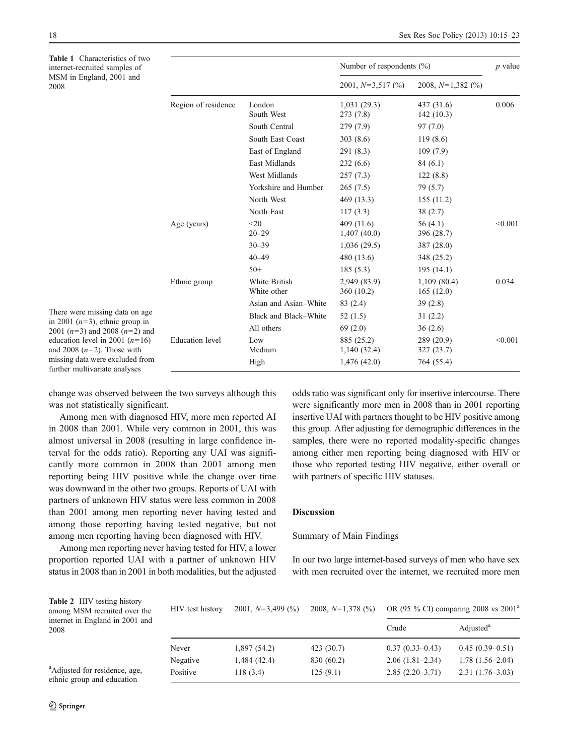Table 1 Characteristics of two internet-recruited samples of MSM in England, 2001 and 2008

| | | Number of respondents (%) | | *p* value |
|---|---|---|---|---|
| | | 2001, *N*=3,517 (%) | 2008, *N*=1,382 (%) | |
| Region of residence | London | 1,031 (29.3) | 437 (31.6) | 0.006 |
| | South West | 273 (7.8) | 142 (10.3) | |
| | South Central | 279 (7.9) | 97 (7.0) | |
| | South East Coast | 303 (8.6) | 119 (8.6) | |
| | East of England | 291 (8.3) | 109 (7.9) | |
| | East Midlands | 232 (6.6) | 84 (6.1) | |
| | West Midlands | 257 (7.3) | 122 (8.8) | |
| | Yorkshire and Humber | 265 (7.5) | 79 (5.7) | |
| | North West | 469 (13.3) | 155 (11.2) | |
| | North East | 117 (3.3) | 38 (2.7) | |
| Age (years) | <20 | 409 (11.6) | 56 (4.1) | <0.001 |
| | 20–29 | 1,407 (40.0) | 396 (28.7) | |
| | 30–39 | 1,036 (29.5) | 387 (28.0) | |
| | 40–49 | 480 (13.6) | 348 (25.2) | |
| | 50+ | 185 (5.3) | 195 (14.1) | |
| Ethnic group | White British | 2,949 (83.9) | 1,109 (80.4) | 0.034 |
| | White other | 360 (10.2) | 165 (12.0) | |
| | Asian and Asian–White | 83 (2.4) | 39 (2.8) | |
| | Black and Black–White | 52 (1.5) | 31 (2.2) | |
| | All others | 69 (2.0) | 36 (2.6) | |
| Education level | Low | 885 (25.2) | 289 (20.9) | <0.001 |
| | Medium | 1,140 (32.4) | 327 (23.7) | |
| | High | 1,476 (42.0) | 764 (55.4) | |

There were missing data on age in 2001 (*n*=3), ethnic group in 2001 (*n*=3) and 2008 (*n*=2) and education level in 2001 (*n*=16) and 2008 (*n*=2). Those with missing data were excluded from further multivariate analyses

change was observed between the two surveys although this was not statistically significant.

Among men with diagnosed HIV, more men reported AI in 2008 than 2001. While very common in 2001, this was almost universal in 2008 (resulting in large confidence interval for the odds ratio). Reporting any UAI was significantly more common in 2008 than 2001 among men reporting being HIV positive while the change over time was downward in the other two groups. Reports of UAI with partners of unknown HIV status were less common in 2008 than 2001 among men reporting never having tested and among those reporting having tested negative, but not among men reporting having been diagnosed with HIV.

Among men reporting never having tested for HIV, a lower proportion reported UAI with a partner of unknown HIV status in 2008 than in 2001 in both modalities, but the adjusted odds ratio was significant only for insertive intercourse. There were significantly more men in 2008 than in 2001 reporting insertive UAI with partners thought to be HIV positive among this group. After adjusting for demographic differences in the samples, there were no reported modality-specific changes among either men reporting being diagnosed with HIV or those who reported testing HIV negative, either overall or with partners of specific HIV statuses.

## Discussion

### Summary of Main Findings

In our two large internet-based surveys of men who have sex with men recruited over the internet, we recruited more men

Table 2 HIV testing history among MSM recruited over the internet in England in 2001 and 2008

| HIV test history | 2001, *N*=3,499 (%) | 2008, *N*=1,378 (%) | OR (95 % CI) comparing 2008 vs 2001[a] | |
|---|---|---|---|---|
| | | | Crude | Adjusted[a] |
| Never | 1,897 (54.2) | 423 (30.7) | 0.37 (0.33–0.43) | 0.45 (0.39–0.51) |
| Negative | 1,484 (42.4) | 830 (60.2) | 2.06 (1.81–2.34) | 1.78 (1.56–2.04) |
| Positive | 118 (3.4) | 125 (9.1) | 2.85 (2.20–3.71) | 2.31 (1.76–3.03) |

[a] Adjusted for residence, age, ethnic group and education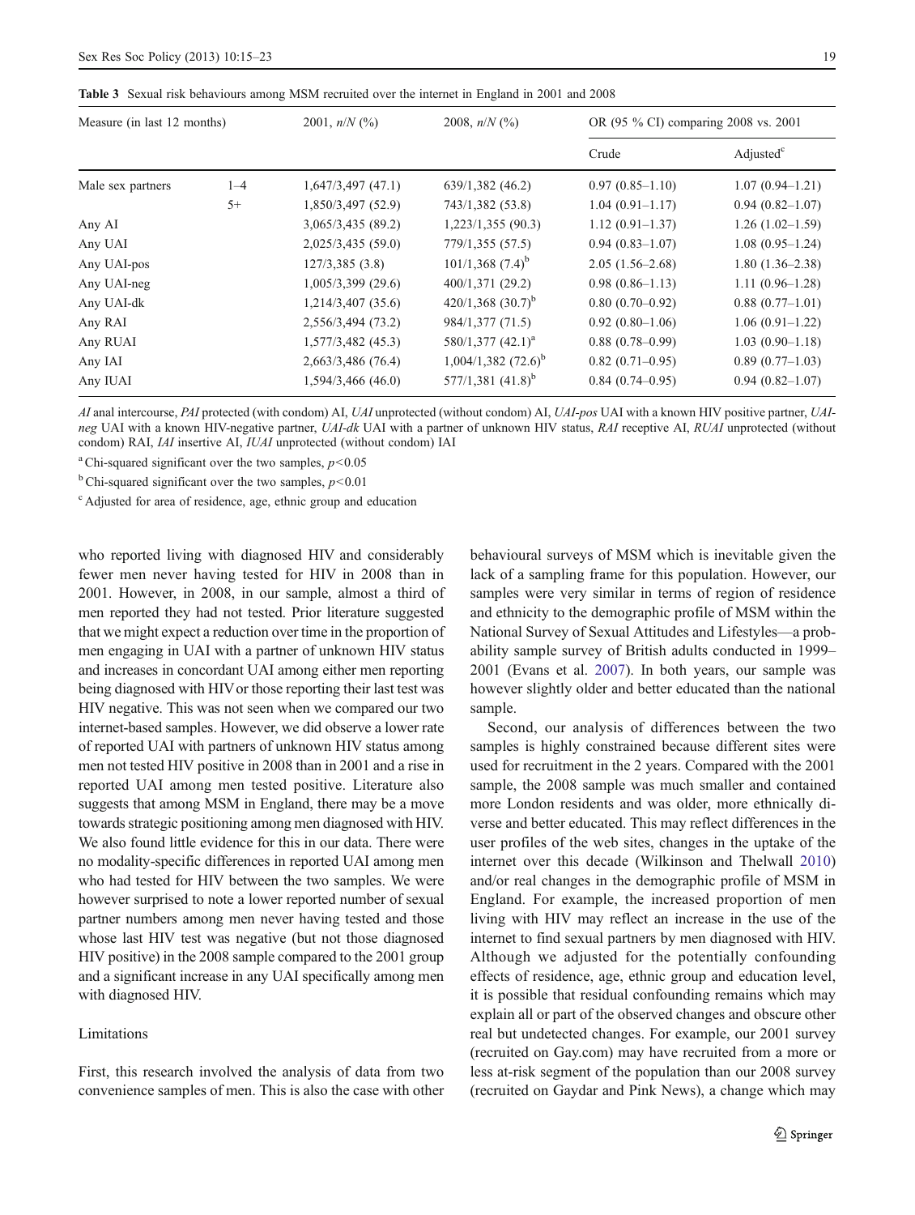**Table 3** Sexual risk behaviours among MSM recruited over the internet in England in 2001 and 2008

| Measure (in last 12 months) | | 2001, $n/N$ (%) | 2008, $n/N$ (%) | OR (95 % CI) comparing 2008 vs. 2001 | |
|---|---|---|---|---|---|
| | | | | Crude | Adjusted[c] |
| Male sex partners | 1–4 | 1,647/3,497 (47.1) | 639/1,382 (46.2) | 0.97 (0.85–1.10) | 1.07 (0.94–1.21) |
| | 5+ | 1,850/3,497 (52.9) | 743/1,382 (53.8) | 1.04 (0.91–1.17) | 0.94 (0.82–1.07) |
| Any AI | | 3,065/3,435 (89.2) | 1,223/1,355 (90.3) | 1.12 (0.91–1.37) | 1.26 (1.02–1.59) |
| Any UAI | | 2,025/3,435 (59.0) | 779/1,355 (57.5) | 0.94 (0.83–1.07) | 1.08 (0.95–1.24) |
| Any UAI-pos | | 127/3,385 (3.8) | 101/1,368 (7.4)[b] | 2.05 (1.56–2.68) | 1.80 (1.36–2.38) |
| Any UAI-neg | | 1,005/3,399 (29.6) | 400/1,371 (29.2) | 0.98 (0.86–1.13) | 1.11 (0.96–1.28) |
| Any UAI-dk | | 1,214/3,407 (35.6) | 420/1,368 (30.7)[b] | 0.80 (0.70–0.92) | 0.88 (0.77–1.01) |
| Any RAI | | 2,556/3,494 (73.2) | 984/1,377 (71.5) | 0.92 (0.80–1.06) | 1.06 (0.91–1.22) |
| Any RUAI | | 1,577/3,482 (45.3) | 580/1,377 (42.1)[a] | 0.88 (0.78–0.99) | 1.03 (0.90–1.18) |
| Any IAI | | 2,663/3,486 (76.4) | 1,004/1,382 (72.6)[b] | 0.82 (0.71–0.95) | 0.89 (0.77–1.03) |
| Any IUAI | | 1,594/3,466 (46.0) | 577/1,381 (41.8)[b] | 0.84 (0.74–0.95) | 0.94 (0.82–1.07) |

*AI* anal intercourse, *PAI* protected (with condom) AI, *UAI* unprotected (without condom) AI, *UAI-pos* UAI with a known HIV positive partner, *UAI-neg* UAI with a known HIV-negative partner, *UAI-dk* UAI with a partner of unknown HIV status, *RAI* receptive AI, *RUAI* unprotected (without condom) RAI, *IAI* insertive AI, *IUAI* unprotected (without condom) IAI

[a] Chi-squared significant over the two samples, $p<0.05$

[b] Chi-squared significant over the two samples, $p<0.01$

[c] Adjusted for area of residence, age, ethnic group and education

who reported living with diagnosed HIV and considerably fewer men never having tested for HIV in 2008 than in 2001. However, in 2008, in our sample, almost a third of men reported they had not tested. Prior literature suggested that we might expect a reduction over time in the proportion of men engaging in UAI with a partner of unknown HIV status and increases in concordant UAI among either men reporting being diagnosed with HIV or those reporting their last test was HIV negative. This was not seen when we compared our two internet-based samples. However, we did observe a lower rate of reported UAI with partners of unknown HIV status among men not tested HIV positive in 2008 than in 2001 and a rise in reported UAI among men tested positive. Literature also suggests that among MSM in England, there may be a move towards strategic positioning among men diagnosed with HIV. We also found little evidence for this in our data. There were no modality-specific differences in reported UAI among men who had tested for HIV between the two samples. We were however surprised to note a lower reported number of sexual partner numbers among men never having tested and those whose last HIV test was negative (but not those diagnosed HIV positive) in the 2008 sample compared to the 2001 group and a significant increase in any UAI specifically among men with diagnosed HIV.

## Limitations

First, this research involved the analysis of data from two convenience samples of men. This is also the case with other behavioural surveys of MSM which is inevitable given the lack of a sampling frame for this population. However, our samples were very similar in terms of region of residence and ethnicity to the demographic profile of MSM within the National Survey of Sexual Attitudes and Lifestyles—a probability sample survey of British adults conducted in 1999–2001 (Evans et al. 2007). In both years, our sample was however slightly older and better educated than the national sample.

Second, our analysis of differences between the two samples is highly constrained because different sites were used for recruitment in the 2 years. Compared with the 2001 sample, the 2008 sample was much smaller and contained more London residents and was older, more ethnically diverse and better educated. This may reflect differences in the user profiles of the web sites, changes in the uptake of the internet over this decade (Wilkinson and Thelwall 2010) and/or real changes in the demographic profile of MSM in England. For example, the increased proportion of men living with HIV may reflect an increase in the use of the internet to find sexual partners by men diagnosed with HIV. Although we adjusted for the potentially confounding effects of residence, age, ethnic group and education level, it is possible that residual confounding remains which may explain all or part of the observed changes and obscure other real but undetected changes. For example, our 2001 survey (recruited on Gay.com) may have recruited from a more or less at-risk segment of the population than our 2008 survey (recruited on Gaydar and Pink News), a change which may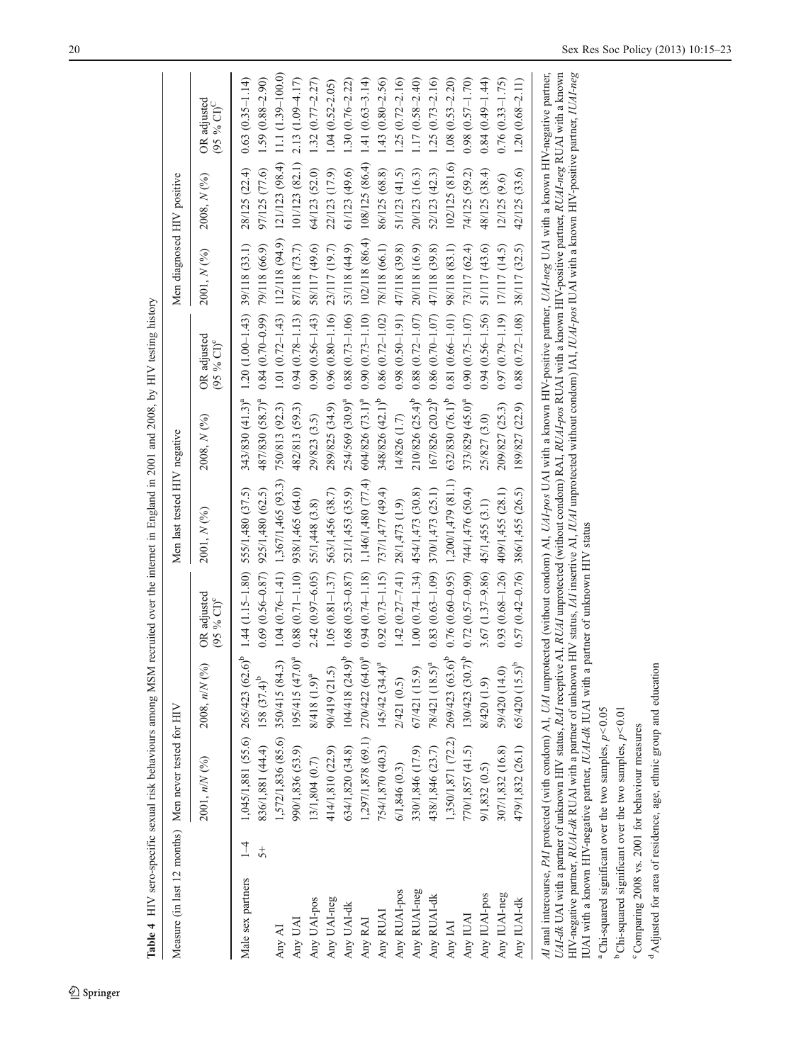**Table 4** HIV sero-specific sexual risk behaviours among MSM recruited over the internet in England in 2001 and 2008, by HIV testing history

| Measure (in last 12 months) | | Men never tested for HIV | | | Men last tested HIV negative | | | Men diagnosed HIV positive | | |
|---|---|---|---|---|---|---|---|---|---|---|
| | | 2001, n/N (%) | 2008, n/N (%) | OR adjusted (95 % CI)[c] | 2001, N (%) | 2008, N (%) | OR adjusted (95 % CI)[c] | 2001, N (%) | 2008, N (%) | OR adjusted (95 % CI)[c] |
| Male sex partners | 1–4 | 1,045/1,881 (55.6) | 265/423 (62.6)[b] | 1.44 (1.15–1.80) | 555/1,480 (37.5) | 343/830 (41.3)[a] | 1.20 (1.00–1.43) | 39/118 (33.1) | 28/125 (22.4) | 0.63 (0.35–1.14) |
| | 5+ | 836/1,881 (44.4) | 158 (37.4)[b] | 0.69 (0.56–0.87) | 925/1,480 (62.5) | 487/830 (58.7)[a] | 0.84 (0.70–0.99) | 79/118 (66.9) | 97/125 (77.6) | 1.59 (0.88–2.90) |
| Any AI | | 1,572/1,836 (85.6) | 350/415 (84.3) | 1.04 (0.76–1.41) | 1,367/1,465 (93.3) | 750/813 (92.3) | 1.01 (0.72–1.43) | 112/118 (94.9) | 121/123 (98.4) | 11.1 (1.39–100.0) |
| Any UAI | | 990/1,836 (53.9) | 195/415 (47.0)[a] | 0.88 (0.71–1.10) | 938/1,465 (64.0) | 482/813 (59.3) | 0.94 (0.78–1.13) | 87/118 (73.7) | 101/123 (82.1) | 2.13 (1.09–4.17) |
| Any UAI-pos | | 13/1,804 (0.7) | 8/418 (1.9)[a] | 2.42 (0.97–6.05) | 55/1,448 (3.8) | 29/823 (3.5) | 0.90 (0.56–1.43) | 58/117 (49.6) | 64/123 (52.0) | 1.32 (0.77–2.27) |
| Any UAI-neg | | 414/1,810 (22.9) | 90/419 (21.5) | 1.05 (0.81–1.37) | 563/1,456 (38.7) | 289/825 (34.9) | 0.96 (0.80–1.16) | 23/117 (19.7) | 22/123 (17.9) | 1.04 (0.52–2.05) |
| Any UAI-dk | | 634/1,820 (34.8) | 104/418 (24.9)[b] | 0.68 (0.53–0.87) | 521/1,453 (35.9) | 254/569 (30.9)[a] | 0.88 (0.73–1.06) | 53/118 (44.9) | 61/123 (49.6) | 1.30 (0.76–2.22) |
| Any RAI | | 1,297/1,878 (69.1) | 270/422 (64.0)[a] | 0.94 (0.74–1.18) | 1,146/1,480 (77.4) | 604/826 (73.1)[a] | 0.90 (0.73–1.10) | 102/118 (86.4) | 108/125 (86.4) | 1.41 (0.63–3.14) |
| Any RUAI | | 754/1,870 (40.3) | 145/42 (34.4)[a] | 0.92 (0.73–1.15) | 737/1,477 (49.4) | 348/826 (42.1)[b] | 0.86 (0.72–1.02) | 78/118 (66.1) | 86/125 (68.8) | 1.43 (0.80–2.56) |
| Any RUAI-pos | | 6/1,846 (0.3) | 2/421 (0.5) | 1.42 (0.27–7.41) | 28/1,473 (1.9) | 14/826 (1.7) | 0.98 (0.50–1.91) | 47/118 (39.8) | 51/123 (41.5) | 1.25 (0.72–2.16) |
| Any RUAI-neg | | 330/1,846 (17.9) | 67/421 (15.9) | 1.00 (0.74–1.34) | 454/1,473 (30.8) | 210/826 (25.4)[b] | 0.88 (0.72–1.07) | 20/118 (16.9) | 20/123 (16.3) | 1.17 (0.58–2.40) |
| Any RUAI-dk | | 438/1,846 (23.7) | 78/421 (18.5)[a] | 0.83 (0.63–1.09) | 370/1,473 (25.1) | 167/826 (20.2)[b] | 0.86 (0.70–1.07) | 47/118 (39.8) | 52/123 (42.3) | 1.25 (0.73–2.16) |
| Any IAI | | 1,350/1,871 (72.2) | 269/423 (63.6)[b] | 0.76 (0.60–0.95) | 1,200/1,479 (81.1) | 632/830 (76.1)[b] | 0.81 (0.66–1.01) | 98/118 (83.1) | 102/125 (81.6) | 1.08 (0.53–2.20) |
| Any IUAI | | 770/1,857 (41.5) | 130/423 (30.7)[b] | 0.72 (0.57–0.90) | 744/1,476 (50.4) | 373/829 (45.0)[a] | 0.90 (0.75–1.07) | 73/117 (62.4) | 74/125 (59.2) | 0.98 (0.57–1.70) |
| Any IUAI-pos | | 9/1,832 (0.5) | 8/420 (1.9) | 3.67 (1.37–9.86) | 45/1,455 (3.1) | 25/827 (3.0) | 0.94 (0.56–1.56) | 51/117 (43.6) | 48/125 (38.4) | 0.84 (0.49–1.44) |
| Any IUAI-neg | | 307/1,832 (16.8) | 59/420 (14.0) | 0.93 (0.68–1.26) | 409/1,455 (28.1) | 209/827 (25.3) | 0.97 (0.79–1.19) | 17/117 (14.5) | 12/125 (9.6) | 0.76 (0.33–1.75) |
| Any IUAI-dk | | 479/1,832 (26.1) | 65/420 (15.5)[b] | 0.57 (0.42–0.76) | 386/1,455 (26.5) | 189/827 (22.9) | 0.88 (0.72–1.08) | 38/117 (32.5) | 42/125 (33.6) | 1.20 (0.68–2.11) |

*AI* anal intercourse, *PAI* protected (with condom) AI, *UAI* unprotected (without condom) AI, *UAI-pos* UAI with a known HIV-positive partner, *UAI-neg* UAI with a known HIV-negative partner, *UAI-dk* UAI with a partner of unknown HIV status, *RAI* receptive AI, *RUAI* unprotected (without condom) RAI, *RUAI-pos* RUAI with a known HIV-positive partner, *RUAI-neg* RUAI with a known HIV-negative partner, *RUAI-dk* RUAI with a partner of unknown HIV status, *IAI* insertive AI, *IUAI* unprotected (without condom) IAI, *IUAI-pos* IUAI with a known HIV-positive partner, *IUAI-neg* IUAI with a known HIV-negative partner, *IUAI-dk* IUAI with a partner of unknown HIV status

[a] Chi-squared significant over the two samples, $p<0.05$

[b] Chi-squared significant over the two samples, $p<0.01$

[c] Comparing 2008 vs. 2001 for behaviour measures

[d] Adjusted for area of residence, age, ethnic group and education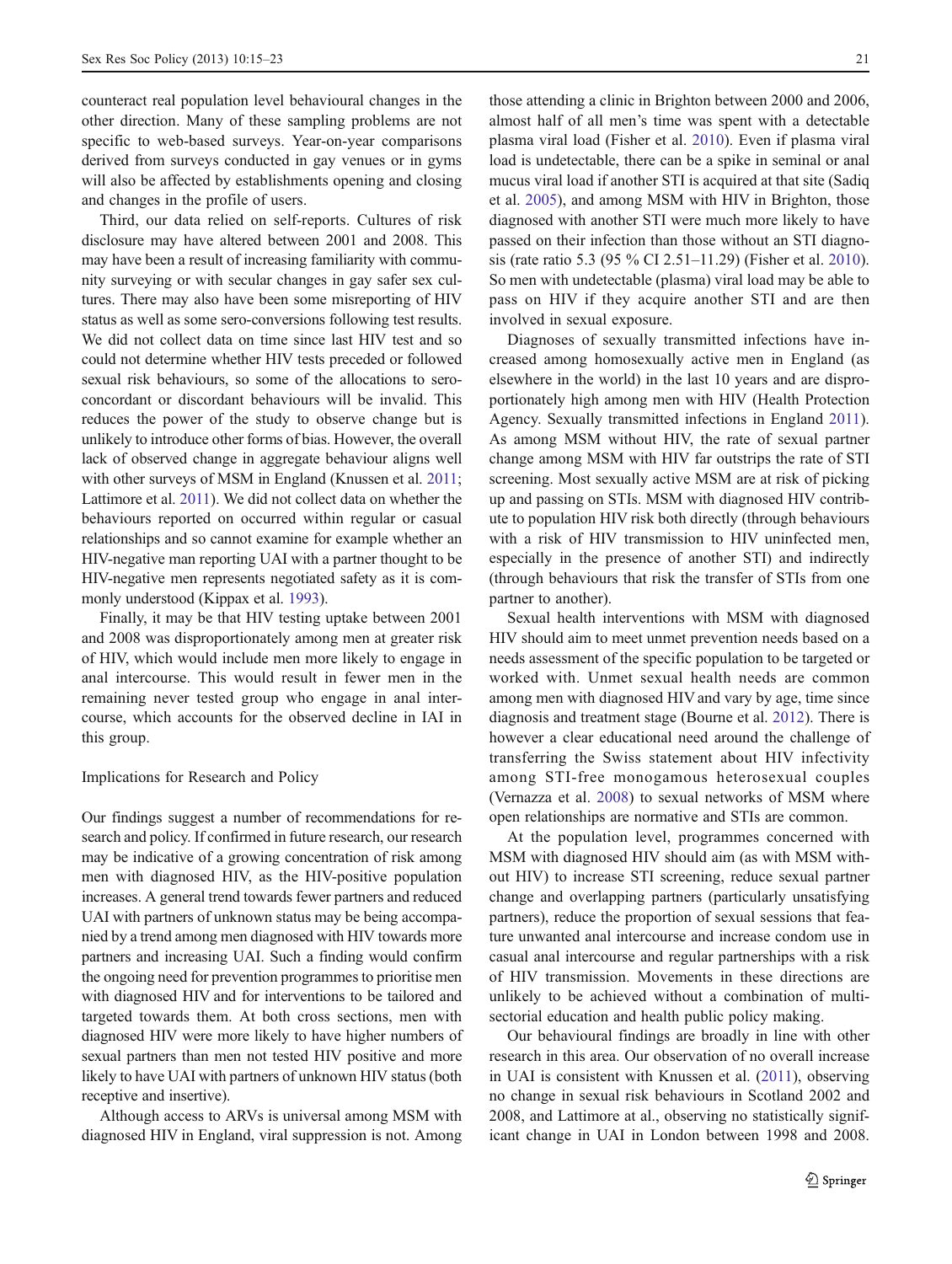counteract real population level behavioural changes in the other direction. Many of these sampling problems are not specific to web-based surveys. Year-on-year comparisons derived from surveys conducted in gay venues or in gyms will also be affected by establishments opening and closing and changes in the profile of users.

Third, our data relied on self-reports. Cultures of risk disclosure may have altered between 2001 and 2008. This may have been a result of increasing familiarity with community surveying or with secular changes in gay safer sex cultures. There may also have been some misreporting of HIV status as well as some sero-conversions following test results. We did not collect data on time since last HIV test and so could not determine whether HIV tests preceded or followed sexual risk behaviours, so some of the allocations to sero-concordant or discordant behaviours will be invalid. This reduces the power of the study to observe change but is unlikely to introduce other forms of bias. However, the overall lack of observed change in aggregate behaviour aligns well with other surveys of MSM in England (Knussen et al. 2011; Lattimore et al. 2011). We did not collect data on whether the behaviours reported on occurred within regular or casual relationships and so cannot examine for example whether an HIV-negative man reporting UAI with a partner thought to be HIV-negative men represents negotiated safety as it is commonly understood (Kippax et al. 1993).

Finally, it may be that HIV testing uptake between 2001 and 2008 was disproportionately among men at greater risk of HIV, which would include men more likely to engage in anal intercourse. This would result in fewer men in the remaining never tested group who engage in anal intercourse, which accounts for the observed decline in IAI in this group.

## Implications for Research and Policy

Our findings suggest a number of recommendations for research and policy. If confirmed in future research, our research may be indicative of a growing concentration of risk among men with diagnosed HIV, as the HIV-positive population increases. A general trend towards fewer partners and reduced UAI with partners of unknown status may be being accompanied by a trend among men diagnosed with HIV towards more partners and increasing UAI. Such a finding would confirm the ongoing need for prevention programmes to prioritise men with diagnosed HIV and for interventions to be tailored and targeted towards them. At both cross sections, men with diagnosed HIV were more likely to have higher numbers of sexual partners than men not tested HIV positive and more likely to have UAI with partners of unknown HIV status (both receptive and insertive).

Although access to ARVs is universal among MSM with diagnosed HIV in England, viral suppression is not. Among those attending a clinic in Brighton between 2000 and 2006, almost half of all men's time was spent with a detectable plasma viral load (Fisher et al. 2010). Even if plasma viral load is undetectable, there can be a spike in seminal or anal mucus viral load if another STI is acquired at that site (Sadiq et al. 2005), and among MSM with HIV in Brighton, those diagnosed with another STI were much more likely to have passed on their infection than those without an STI diagnosis (rate ratio 5.3 (95 % CI 2.51–11.29) (Fisher et al. 2010). So men with undetectable (plasma) viral load may be able to pass on HIV if they acquire another STI and are then involved in sexual exposure.

Diagnoses of sexually transmitted infections have increased among homosexually active men in England (as elsewhere in the world) in the last 10 years and are disproportionately high among men with HIV (Health Protection Agency. Sexually transmitted infections in England 2011). As among MSM without HIV, the rate of sexual partner change among MSM with HIV far outstrips the rate of STI screening. Most sexually active MSM are at risk of picking up and passing on STIs. MSM with diagnosed HIV contribute to population HIV risk both directly (through behaviours with a risk of HIV transmission to HIV uninfected men, especially in the presence of another STI) and indirectly (through behaviours that risk the transfer of STIs from one partner to another).

Sexual health interventions with MSM with diagnosed HIV should aim to meet unmet prevention needs based on a needs assessment of the specific population to be targeted or worked with. Unmet sexual health needs are common among men with diagnosed HIV and vary by age, time since diagnosis and treatment stage (Bourne et al. 2012). There is however a clear educational need around the challenge of transferring the Swiss statement about HIV infectivity among STI-free monogamous heterosexual couples (Vernazza et al. 2008) to sexual networks of MSM where open relationships are normative and STIs are common.

At the population level, programmes concerned with MSM with diagnosed HIV should aim (as with MSM without HIV) to increase STI screening, reduce sexual partner change and overlapping partners (particularly unsatisfying partners), reduce the proportion of sexual sessions that feature unwanted anal intercourse and increase condom use in casual anal intercourse and regular partnerships with a risk of HIV transmission. Movements in these directions are unlikely to be achieved without a combination of multi-sectorial education and health public policy making.

Our behavioural findings are broadly in line with other research in this area. Our observation of no overall increase in UAI is consistent with Knussen et al. (2011), observing no change in sexual risk behaviours in Scotland 2002 and 2008, and Lattimore at al., observing no statistically significant change in UAI in London between 1998 and 2008.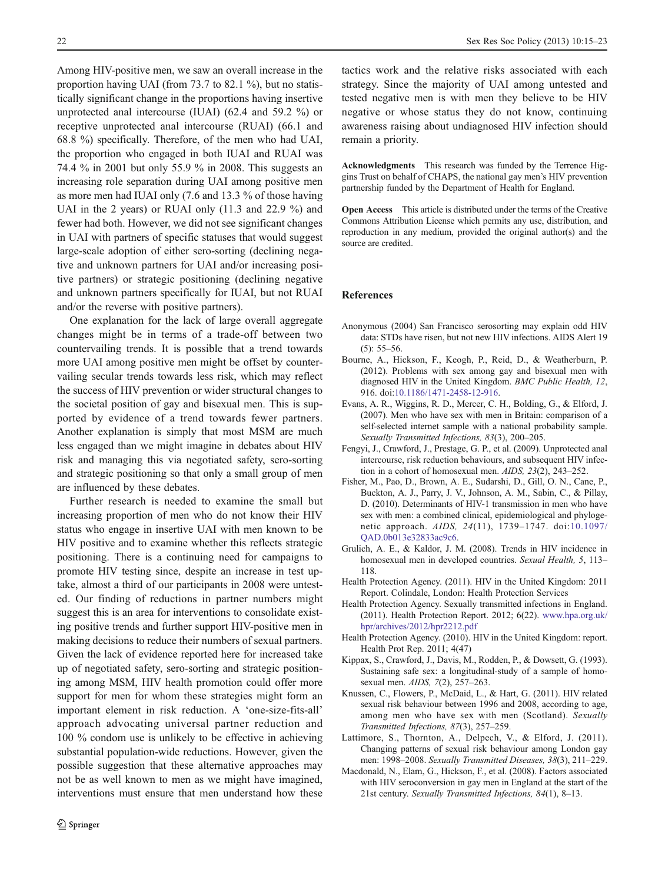Among HIV-positive men, we saw an overall increase in the proportion having UAI (from 73.7 to 82.1 %), but no statistically significant change in the proportions having insertive unprotected anal intercourse (IUAI) (62.4 and 59.2 %) or receptive unprotected anal intercourse (RUAI) (66.1 and 68.8 %) specifically. Therefore, of the men who had UAI, the proportion who engaged in both IUAI and RUAI was 74.4 % in 2001 but only 55.9 % in 2008. This suggests an increasing role separation during UAI among positive men as more men had IUAI only (7.6 and 13.3 % of those having UAI in the 2 years) or RUAI only (11.3 and 22.9 %) and fewer had both. However, we did not see significant changes in UAI with partners of specific statuses that would suggest large-scale adoption of either sero-sorting (declining negative and unknown partners for UAI and/or increasing positive partners) or strategic positioning (declining negative and unknown partners specifically for IUAI, but not RUAI and/or the reverse with positive partners).

One explanation for the lack of large overall aggregate changes might be in terms of a trade-off between two countervailing trends. It is possible that a trend towards more UAI among positive men might be offset by countervailing secular trends towards less risk, which may reflect the success of HIV prevention or wider structural changes to the societal position of gay and bisexual men. This is supported by evidence of a trend towards fewer partners. Another explanation is simply that most MSM are much less engaged than we might imagine in debates about HIV risk and managing this via negotiated safety, sero-sorting and strategic positioning so that only a small group of men are influenced by these debates.

Further research is needed to examine the small but increasing proportion of men who do not know their HIV status who engage in insertive UAI with men known to be HIV positive and to examine whether this reflects strategic positioning. There is a continuing need for campaigns to promote HIV testing since, despite an increase in test uptake, almost a third of our participants in 2008 were untested. Our finding of reductions in partner numbers might suggest this is an area for interventions to consolidate existing positive trends and further support HIV-positive men in making decisions to reduce their numbers of sexual partners. Given the lack of evidence reported here for increased take up of negotiated safety, sero-sorting and strategic positioning among MSM, HIV health promotion could offer more support for men for whom these strategies might form an important element in risk reduction. A 'one-size-fits-all' approach advocating universal partner reduction and 100 % condom use is unlikely to be effective in achieving substantial population-wide reductions. However, given the possible suggestion that these alternative approaches may not be as well known to men as we might have imagined, interventions must ensure that men understand how these tactics work and the relative risks associated with each strategy. Since the majority of UAI among untested and tested negative men is with men they believe to be HIV negative or whose status they do not know, continuing awareness raising about undiagnosed HIV infection should remain a priority.

**Acknowledgments** This research was funded by the Terrence Higgins Trust on behalf of CHAPS, the national gay men's HIV prevention partnership funded by the Department of Health for England.

**Open Access** This article is distributed under the terms of the Creative Commons Attribution License which permits any use, distribution, and reproduction in any medium, provided the original author(s) and the source are credited.

## References

Anonymous (2004) San Francisco serosorting may explain odd HIV data: STDs have risen, but not new HIV infections. AIDS Alert 19 (5): 55–56.

Bourne, A., Hickson, F., Keogh, P., Reid, D., & Weatherburn, P. (2012). Problems with sex among gay and bisexual men with diagnosed HIV in the United Kingdom. *BMC Public Health, 12*, 916. doi:10.1186/1471-2458-12-916.

Evans, A. R., Wiggins, R. D., Mercer, C. H., Bolding, G., & Elford, J. (2007). Men who have sex with men in Britain: comparison of a self-selected internet sample with a national probability sample. *Sexually Transmitted Infections, 83*(3), 200–205.

Fengyi, J., Crawford, J., Prestage, G. P., et al. (2009). Unprotected anal intercourse, risk reduction behaviours, and subsequent HIV infection in a cohort of homosexual men. *AIDS, 23*(2), 243–252.

Fisher, M., Pao, D., Brown, A. E., Sudarshi, D., Gill, O. N., Cane, P., Buckton, A. J., Parry, J. V., Johnson, A. M., Sabin, C., & Pillay, D. (2010). Determinants of HIV-1 transmission in men who have sex with men: a combined clinical, epidemiological and phylogenetic approach. *AIDS, 24*(11), 1739–1747. doi:10.1097/QAD.0b013e32833ac9c6.

Grulich, A. E., & Kaldor, J. M. (2008). Trends in HIV incidence in homosexual men in developed countries. *Sexual Health, 5*, 113–118.

Health Protection Agency. (2011). HIV in the United Kingdom: 2011 Report. Colindale, London: Health Protection Services

Health Protection Agency. Sexually transmitted infections in England. (2011). Health Protection Report. 2012; 6(22). www.hpa.org.uk/hpr/archives/2012/hpr2212.pdf

Health Protection Agency. (2010). HIV in the United Kingdom: report. Health Prot Rep. 2011; 4(47)

Kippax, S., Crawford, J., Davis, M., Rodden, P., & Dowsett, G. (1993). Sustaining safe sex: a longitudinal-study of a sample of homosexual men. *AIDS, 7*(2), 257–263.

Knussen, C., Flowers, P., McDaid, L., & Hart, G. (2011). HIV related sexual risk behaviour between 1996 and 2008, according to age, among men who have sex with men (Scotland). *Sexually Transmitted Infections, 87*(3), 257–259.

Lattimore, S., Thornton, A., Delpech, V., & Elford, J. (2011). Changing patterns of sexual risk behaviour among London gay men: 1998–2008. *Sexually Transmitted Diseases, 38*(3), 211–229.

Macdonald, N., Elam, G., Hickson, F., et al. (2008). Factors associated with HIV seroconversion in gay men in England at the start of the 21st century. *Sexually Transmitted Infections, 84*(1), 8–13.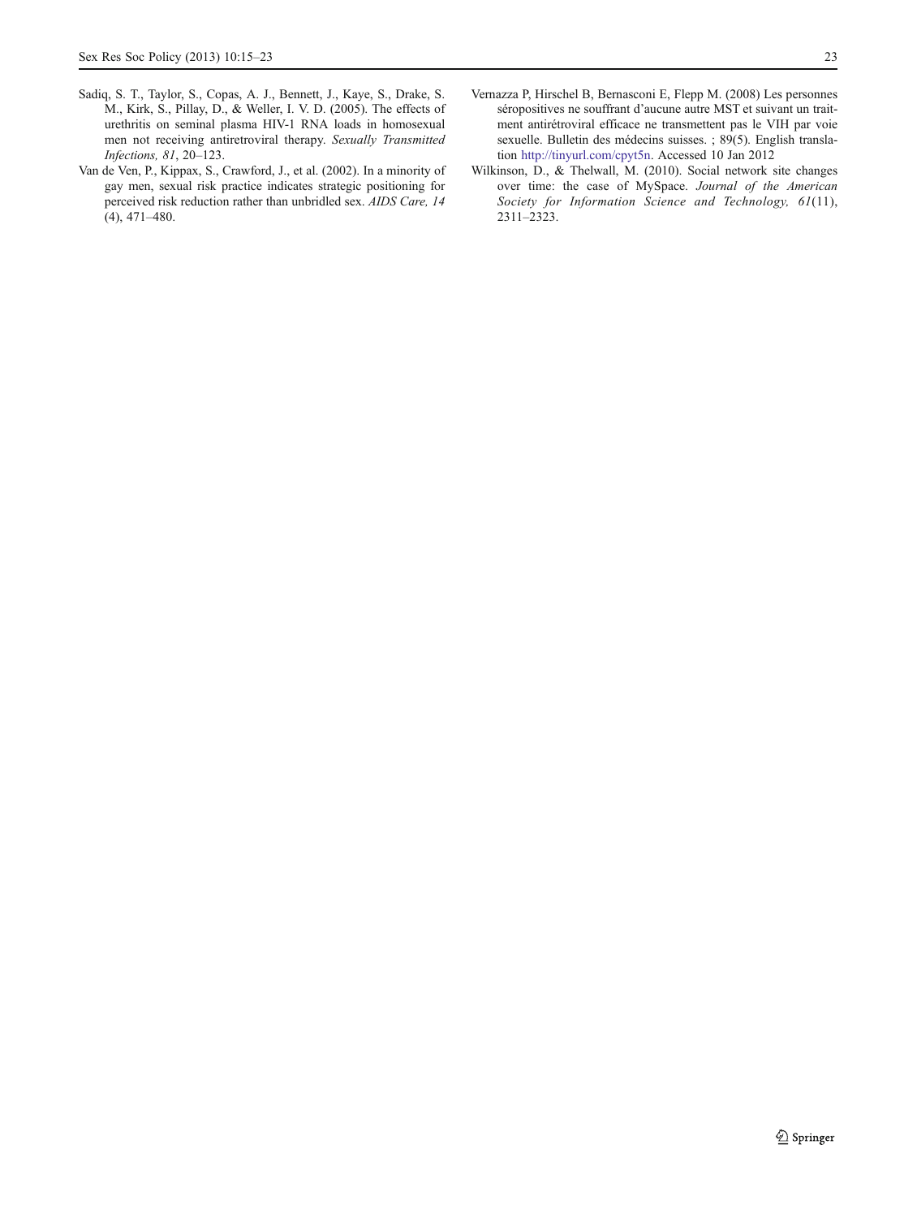Sadiq, S. T., Taylor, S., Copas, A. J., Bennett, J., Kaye, S., Drake, S. M., Kirk, S., Pillay, D., & Weller, I. V. D. (2005). The effects of urethritis on seminal plasma HIV-1 RNA loads in homosexual men not receiving antiretroviral therapy. *Sexually Transmitted Infections, 81*, 20–123.

Van de Ven, P., Kippax, S., Crawford, J., et al. (2002). In a minority of gay men, sexual risk practice indicates strategic positioning for perceived risk reduction rather than unbridled sex. *AIDS Care, 14* (4), 471–480.

Vernazza P, Hirschel B, Bernasconi E, Flepp M. (2008) Les personnes séropositives ne souffrant d'aucune autre MST et suivant un traitment antirétroviral efficace ne transmettent pas le VIH par voie sexuelle. Bulletin des médecins suisses. ; 89(5). English translation http://tinyurl.com/cpyt5n. Accessed 10 Jan 2012

Wilkinson, D., & Thelwall, M. (2010). Social network site changes over time: the case of MySpace. *Journal of the American Society for Information Science and Technology, 61*(11), 2311–2323.